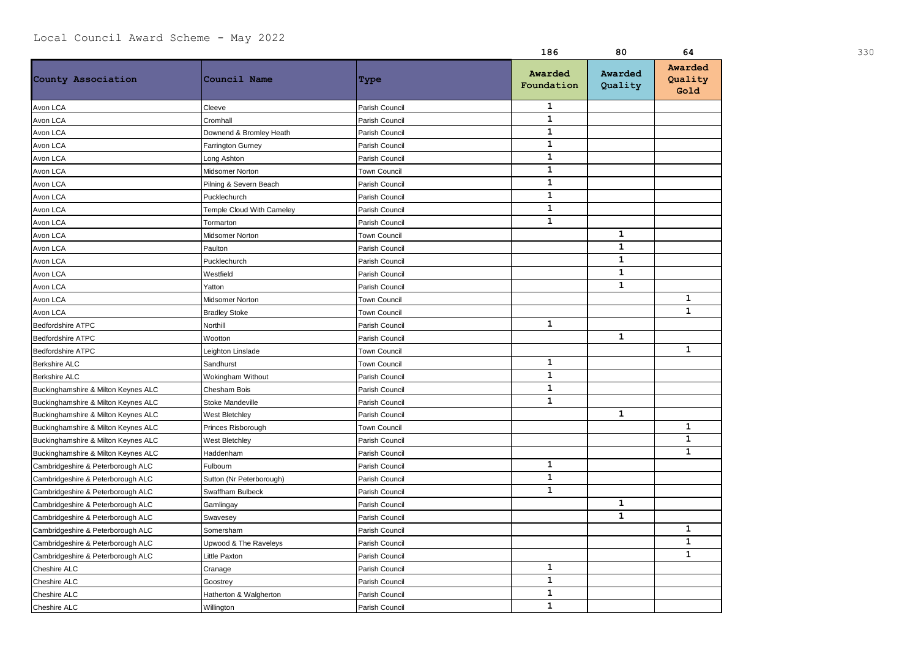Local Council Award Scheme - May 2022

| | | | 186 | 80 | 64 |
|---|---|---|---|---|---|
| **County Association** | **Council Name** | **Type** | **Awarded Foundation** | **Awarded Quality** | **Awarded Quality Gold** |
| Avon LCA | Cleeve | Parish Council | 1 | | |
| Avon LCA | Cromhall | Parish Council | 1 | | |
| Avon LCA | Downend & Bromley Heath | Parish Council | 1 | | |
| Avon LCA | Farrington Gurney | Parish Council | 1 | | |
| Avon LCA | Long Ashton | Parish Council | 1 | | |
| Avon LCA | Midsomer Norton | Town Council | 1 | | |
| Avon LCA | Pilning & Severn Beach | Parish Council | 1 | | |
| Avon LCA | Pucklechurch | Parish Council | 1 | | |
| Avon LCA | Temple Cloud With Cameley | Parish Council | 1 | | |
| Avon LCA | Tormarton | Parish Council | 1 | | |
| Avon LCA | Midsomer Norton | Town Council | | 1 | |
| Avon LCA | Paulton | Parish Council | | 1 | |
| Avon LCA | Pucklechurch | Parish Council | | 1 | |
| Avon LCA | Westfield | Parish Council | | 1 | |
| Avon LCA | Yatton | Parish Council | | 1 | |
| Avon LCA | Midsomer Norton | Town Council | | | 1 |
| Avon LCA | Bradley Stoke | Town Council | | | 1 |
| Bedfordshire ATPC | Northill | Parish Council | 1 | | |
| Bedfordshire ATPC | Wootton | Parish Council | | 1 | |
| Bedfordshire ATPC | Leighton Linslade | Town Council | | | 1 |
| Berkshire ALC | Sandhurst | Town Council | 1 | | |
| Berkshire ALC | Wokingham Without | Parish Council | 1 | | |
| Buckinghamshire & Milton Keynes ALC | Chesham Bois | Parish Council | 1 | | |
| Buckinghamshire & Milton Keynes ALC | Stoke Mandeville | Parish Council | 1 | | |
| Buckinghamshire & Milton Keynes ALC | West Bletchley | Parish Council | | 1 | |
| Buckinghamshire & Milton Keynes ALC | Princes Risborough | Town Council | | | 1 |
| Buckinghamshire & Milton Keynes ALC | West Bletchley | Parish Council | | | 1 |
| Buckinghamshire & Milton Keynes ALC | Haddenham | Parish Council | | | 1 |
| Cambridgeshire & Peterborough ALC | Fulbourn | Parish Council | 1 | | |
| Cambridgeshire & Peterborough ALC | Sutton (Nr Peterborough) | Parish Council | 1 | | |
| Cambridgeshire & Peterborough ALC | Swaffham Bulbeck | Parish Council | 1 | | |
| Cambridgeshire & Peterborough ALC | Gamlingay | Parish Council | | 1 | |
| Cambridgeshire & Peterborough ALC | Swavesey | Parish Council | | 1 | |
| Cambridgeshire & Peterborough ALC | Somersham | Parish Council | | | 1 |
| Cambridgeshire & Peterborough ALC | Upwood & The Raveleys | Parish Council | | | 1 |
| Cambridgeshire & Peterborough ALC | Little Paxton | Parish Council | | | 1 |
| Cheshire ALC | Cranage | Parish Council | 1 | | |
| Cheshire ALC | Goostrey | Parish Council | 1 | | |
| Cheshire ALC | Hatherton & Walgherton | Parish Council | 1 | | |
| Cheshire ALC | Willington | Parish Council | 1 | | |

330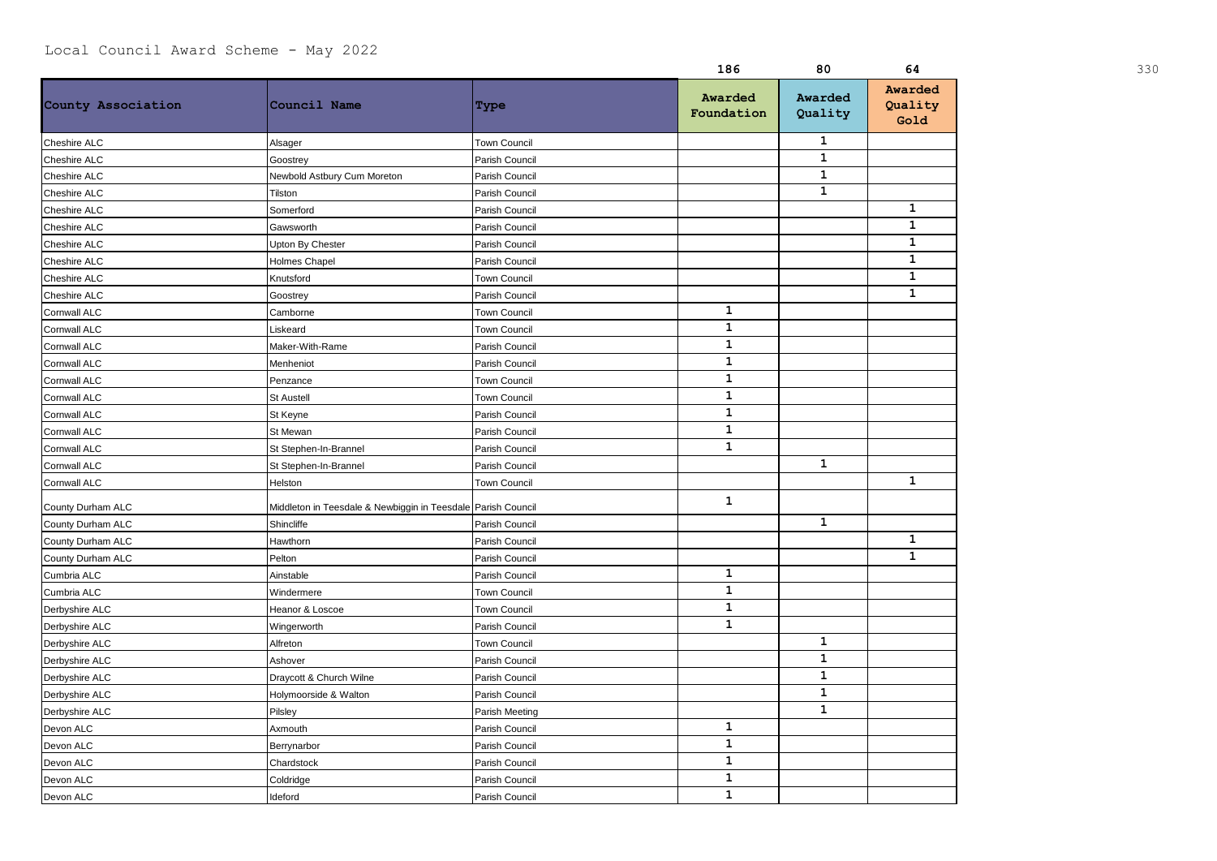Local Council Award Scheme - May 2022

|  |  |  | 186 | 80 | 64 | 330 |
|---|---|---|---|---|---|---|
| **County Association** | **Council Name** | **Type** | **Awarded Foundation** | **Awarded Quality** | **Awarded Quality Gold** | |
| Cheshire ALC | Alsager | Town Council | | 1 | | |
| Cheshire ALC | Goostrey | Parish Council | | 1 | | |
| Cheshire ALC | Newbold Astbury Cum Moreton | Parish Council | | 1 | | |
| Cheshire ALC | Tilston | Parish Council | | 1 | | |
| Cheshire ALC | Somerford | Parish Council | | | 1 | |
| Cheshire ALC | Gawsworth | Parish Council | | | 1 | |
| Cheshire ALC | Upton By Chester | Parish Council | | | 1 | |
| Cheshire ALC | Holmes Chapel | Parish Council | | | 1 | |
| Cheshire ALC | Knutsford | Town Council | | | 1 | |
| Cheshire ALC | Goostrey | Parish Council | | | 1 | |
| Cornwall ALC | Camborne | Town Council | 1 | | | |
| Cornwall ALC | Liskeard | Town Council | 1 | | | |
| Cornwall ALC | Maker-With-Rame | Parish Council | 1 | | | |
| Cornwall ALC | Menheniot | Parish Council | 1 | | | |
| Cornwall ALC | Penzance | Town Council | 1 | | | |
| Cornwall ALC | St Austell | Town Council | 1 | | | |
| Cornwall ALC | St Keyne | Parish Council | 1 | | | |
| Cornwall ALC | St Mewan | Parish Council | 1 | | | |
| Cornwall ALC | St Stephen-In-Brannel | Parish Council | 1 | | | |
| Cornwall ALC | St Stephen-In-Brannel | Parish Council | | 1 | | |
| Cornwall ALC | Helston | Town Council | | | 1 | |
| County Durham ALC | Middleton in Teesdale & Newbiggin in Teesdale | Parish Council | 1 | | | |
| County Durham ALC | Shincliffe | Parish Council | | 1 | | |
| County Durham ALC | Hawthorn | Parish Council | | | 1 | |
| County Durham ALC | Pelton | Parish Council | | | 1 | |
| Cumbria ALC | Ainstable | Parish Council | 1 | | | |
| Cumbria ALC | Windermere | Town Council | 1 | | | |
| Derbyshire ALC | Heanor & Loscoe | Town Council | 1 | | | |
| Derbyshire ALC | Wingerworth | Parish Council | 1 | | | |
| Derbyshire ALC | Alfreton | Town Council | | 1 | | |
| Derbyshire ALC | Ashover | Parish Council | | 1 | | |
| Derbyshire ALC | Draycott & Church Wilne | Parish Council | | 1 | | |
| Derbyshire ALC | Holymoorside & Walton | Parish Council | | 1 | | |
| Derbyshire ALC | Pilsley | Parish Meeting | | 1 | | |
| Devon ALC | Axmouth | Parish Council | 1 | | | |
| Devon ALC | Berrynarbor | Parish Council | 1 | | | |
| Devon ALC | Chardstock | Parish Council | 1 | | | |
| Devon ALC | Coldridge | Parish Council | 1 | | | |
| Devon ALC | Ideford | Parish Council | 1 | | | |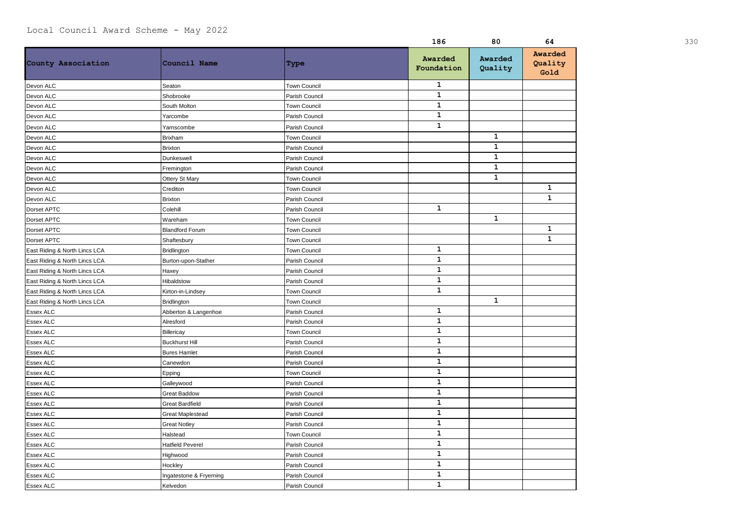Local Council Award Scheme - May 2022

| | | | 186 | 80 | 64 |
|---|---|---|---|---|---|
| **County Association** | **Council Name** | **Type** | **Awarded Foundation** | **Awarded Quality** | **Awarded Quality Gold** |
| Devon ALC | Seaton | Town Council | 1 | | |
| Devon ALC | Shobrooke | Parish Council | 1 | | |
| Devon ALC | South Molton | Town Council | 1 | | |
| Devon ALC | Yarcombe | Parish Council | 1 | | |
| Devon ALC | Yarnscombe | Parish Council | 1 | | |
| Devon ALC | Brixham | Town Council | | 1 | |
| Devon ALC | Brixton | Parish Council | | 1 | |
| Devon ALC | Dunkeswell | Parish Council | | 1 | |
| Devon ALC | Fremington | Parish Council | | 1 | |
| Devon ALC | Ottery St Mary | Town Council | | 1 | |
| Devon ALC | Crediton | Town Council | | | 1 |
| Devon ALC | Brixton | Parish Council | | | 1 |
| Dorset APTC | Colehill | Parish Council | 1 | | |
| Dorset APTC | Wareham | Town Council | | 1 | |
| Dorset APTC | Blandford Forum | Town Council | | | 1 |
| Dorset APTC | Shaftesbury | Town Council | | | 1 |
| East Riding & North Lincs LCA | Bridlington | Town Council | 1 | | |
| East Riding & North Lincs LCA | Burton-upon-Stather | Parish Council | 1 | | |
| East Riding & North Lincs LCA | Haxey | Parish Council | 1 | | |
| East Riding & North Lincs LCA | Hibaldstow | Parish Council | 1 | | |
| East Riding & North Lincs LCA | Kirton-in-Lindsey | Town Council | 1 | | |
| East Riding & North Lincs LCA | Bridlington | Town Council | | 1 | |
| Essex ALC | Abberton & Langenhoe | Parish Council | 1 | | |
| Essex ALC | Alresford | Parish Council | 1 | | |
| Essex ALC | Billericay | Town Council | 1 | | |
| Essex ALC | Buckhurst Hill | Parish Council | 1 | | |
| Essex ALC | Bures Hamlet | Parish Council | 1 | | |
| Essex ALC | Canewdon | Parish Council | 1 | | |
| Essex ALC | Epping | Town Council | 1 | | |
| Essex ALC | Galleywood | Parish Council | 1 | | |
| Essex ALC | Great Baddow | Parish Council | 1 | | |
| Essex ALC | Great Bardfield | Parish Council | 1 | | |
| Essex ALC | Great Maplestead | Parish Council | 1 | | |
| Essex ALC | Great Notley | Parish Council | 1 | | |
| Essex ALC | Halstead | Town Council | 1 | | |
| Essex ALC | Hatfield Peverel | Parish Council | 1 | | |
| Essex ALC | Highwood | Parish Council | 1 | | |
| Essex ALC | Hockley | Parish Council | 1 | | |
| Essex ALC | Ingatestone & Fryerning | Parish Council | 1 | | |
| Essex ALC | Kelvedon | Parish Council | 1 | | |

330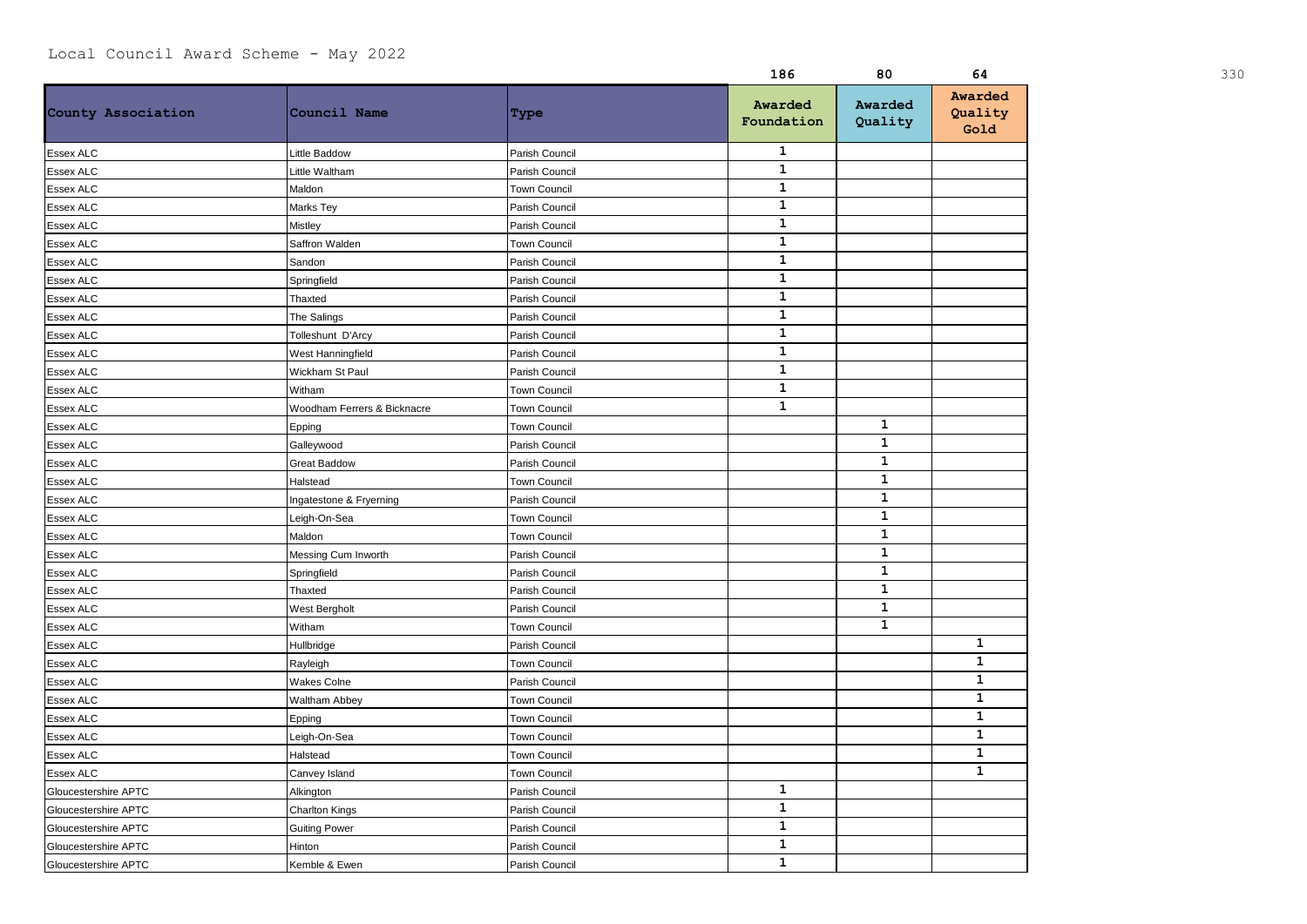Local Council Award Scheme - May 2022

| | | | 186 | 80 | 64 |
|---|---|---|---|---|---|
| **County Association** | **Council Name** | **Type** | **Awarded Foundation** | **Awarded Quality** | **Awarded Quality Gold** |
| Essex ALC | Little Baddow | Parish Council | 1 | | |
| Essex ALC | Little Waltham | Parish Council | 1 | | |
| Essex ALC | Maldon | Town Council | 1 | | |
| Essex ALC | Marks Tey | Parish Council | 1 | | |
| Essex ALC | Mistley | Parish Council | 1 | | |
| Essex ALC | Saffron Walden | Town Council | 1 | | |
| Essex ALC | Sandon | Parish Council | 1 | | |
| Essex ALC | Springfield | Parish Council | 1 | | |
| Essex ALC | Thaxted | Parish Council | 1 | | |
| Essex ALC | The Salings | Parish Council | 1 | | |
| Essex ALC | Tolleshunt D'Arcy | Parish Council | 1 | | |
| Essex ALC | West Hanningfield | Parish Council | 1 | | |
| Essex ALC | Wickham St Paul | Parish Council | 1 | | |
| Essex ALC | Witham | Town Council | 1 | | |
| Essex ALC | Woodham Ferrers & Bicknacre | Town Council | 1 | | |
| Essex ALC | Epping | Town Council | | 1 | |
| Essex ALC | Galleywood | Parish Council | | 1 | |
| Essex ALC | Great Baddow | Parish Council | | 1 | |
| Essex ALC | Halstead | Town Council | | 1 | |
| Essex ALC | Ingatestone & Fryerning | Parish Council | | 1 | |
| Essex ALC | Leigh-On-Sea | Town Council | | 1 | |
| Essex ALC | Maldon | Town Council | | 1 | |
| Essex ALC | Messing Cum Inworth | Parish Council | | 1 | |
| Essex ALC | Springfield | Parish Council | | 1 | |
| Essex ALC | Thaxted | Parish Council | | 1 | |
| Essex ALC | West Bergholt | Parish Council | | 1 | |
| Essex ALC | Witham | Town Council | | 1 | |
| Essex ALC | Hullbridge | Parish Council | | | 1 |
| Essex ALC | Rayleigh | Town Council | | | 1 |
| Essex ALC | Wakes Colne | Parish Council | | | 1 |
| Essex ALC | Waltham Abbey | Town Council | | | 1 |
| Essex ALC | Epping | Town Council | | | 1 |
| Essex ALC | Leigh-On-Sea | Town Council | | | 1 |
| Essex ALC | Halstead | Town Council | | | 1 |
| Essex ALC | Canvey Island | Town Council | | | 1 |
| Gloucestershire APTC | Alkington | Parish Council | 1 | | |
| Gloucestershire APTC | Charlton Kings | Parish Council | 1 | | |
| Gloucestershire APTC | Guiting Power | Parish Council | 1 | | |
| Gloucestershire APTC | Hinton | Parish Council | 1 | | |
| Gloucestershire APTC | Kemble & Ewen | Parish Council | 1 | | |

330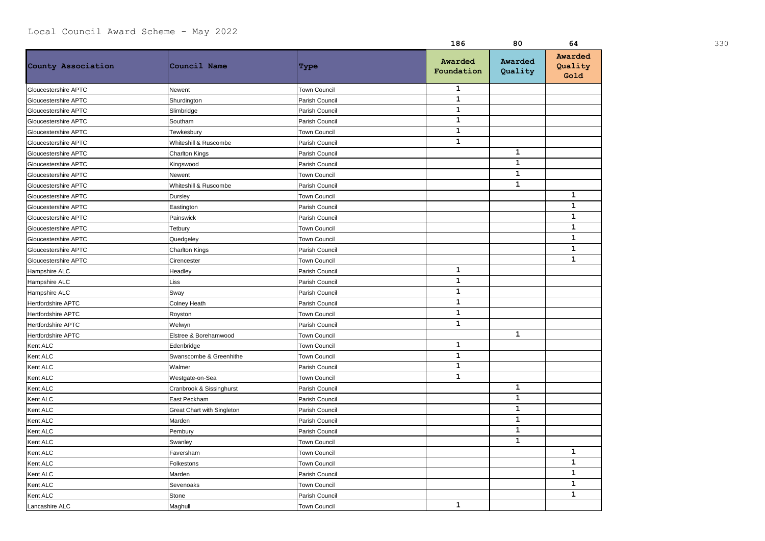Local Council Award Scheme - May 2022

| | | | 186 | 80 | 64 |
|---|---|---|---|---|---|
| **County Association** | **Council Name** | **Type** | **Awarded Foundation** | **Awarded Quality** | **Awarded Quality Gold** |
| Gloucestershire APTC | Newent | Town Council | 1 | | |
| Gloucestershire APTC | Shurdington | Parish Council | 1 | | |
| Gloucestershire APTC | Slimbridge | Parish Council | 1 | | |
| Gloucestershire APTC | Southam | Parish Council | 1 | | |
| Gloucestershire APTC | Tewkesbury | Town Council | 1 | | |
| Gloucestershire APTC | Whiteshill & Ruscombe | Parish Council | 1 | | |
| Gloucestershire APTC | Charlton Kings | Parish Council | | 1 | |
| Gloucestershire APTC | Kingswood | Parish Council | | 1 | |
| Gloucestershire APTC | Newent | Town Council | | 1 | |
| Gloucestershire APTC | Whiteshill & Ruscombe | Parish Council | | 1 | |
| Gloucestershire APTC | Dursley | Town Council | | | 1 |
| Gloucestershire APTC | Eastington | Parish Council | | | 1 |
| Gloucestershire APTC | Painswick | Parish Council | | | 1 |
| Gloucestershire APTC | Tetbury | Town Council | | | 1 |
| Gloucestershire APTC | Quedgeley | Town Council | | | 1 |
| Gloucestershire APTC | Charlton Kings | Parish Council | | | 1 |
| Gloucestershire APTC | Cirencester | Town Council | | | 1 |
| Hampshire ALC | Headley | Parish Council | 1 | | |
| Hampshire ALC | Liss | Parish Council | 1 | | |
| Hampshire ALC | Sway | Parish Council | 1 | | |
| Hertfordshire APTC | Colney Heath | Parish Council | 1 | | |
| Hertfordshire APTC | Royston | Town Council | 1 | | |
| Hertfordshire APTC | Welwyn | Parish Council | 1 | | |
| Hertfordshire APTC | Elstree & Borehamwood | Town Council | | 1 | |
| Kent ALC | Edenbridge | Town Council | 1 | | |
| Kent ALC | Swanscombe & Greenhithe | Town Council | 1 | | |
| Kent ALC | Walmer | Parish Council | 1 | | |
| Kent ALC | Westgate-on-Sea | Town Council | 1 | | |
| Kent ALC | Cranbrook & Sissinghurst | Parish Council | | 1 | |
| Kent ALC | East Peckham | Parish Council | | 1 | |
| Kent ALC | Great Chart with Singleton | Parish Council | | 1 | |
| Kent ALC | Marden | Parish Council | | 1 | |
| Kent ALC | Pembury | Parish Council | | 1 | |
| Kent ALC | Swanley | Town Council | | 1 | |
| Kent ALC | Faversham | Town Council | | | 1 |
| Kent ALC | Folkestons | Town Council | | | 1 |
| Kent ALC | Marden | Parish Council | | | 1 |
| Kent ALC | Sevenoaks | Town Council | | | 1 |
| Kent ALC | Stone | Parish Council | | | 1 |
| Lancashire ALC | Maghull | Town Council | 1 | | |

330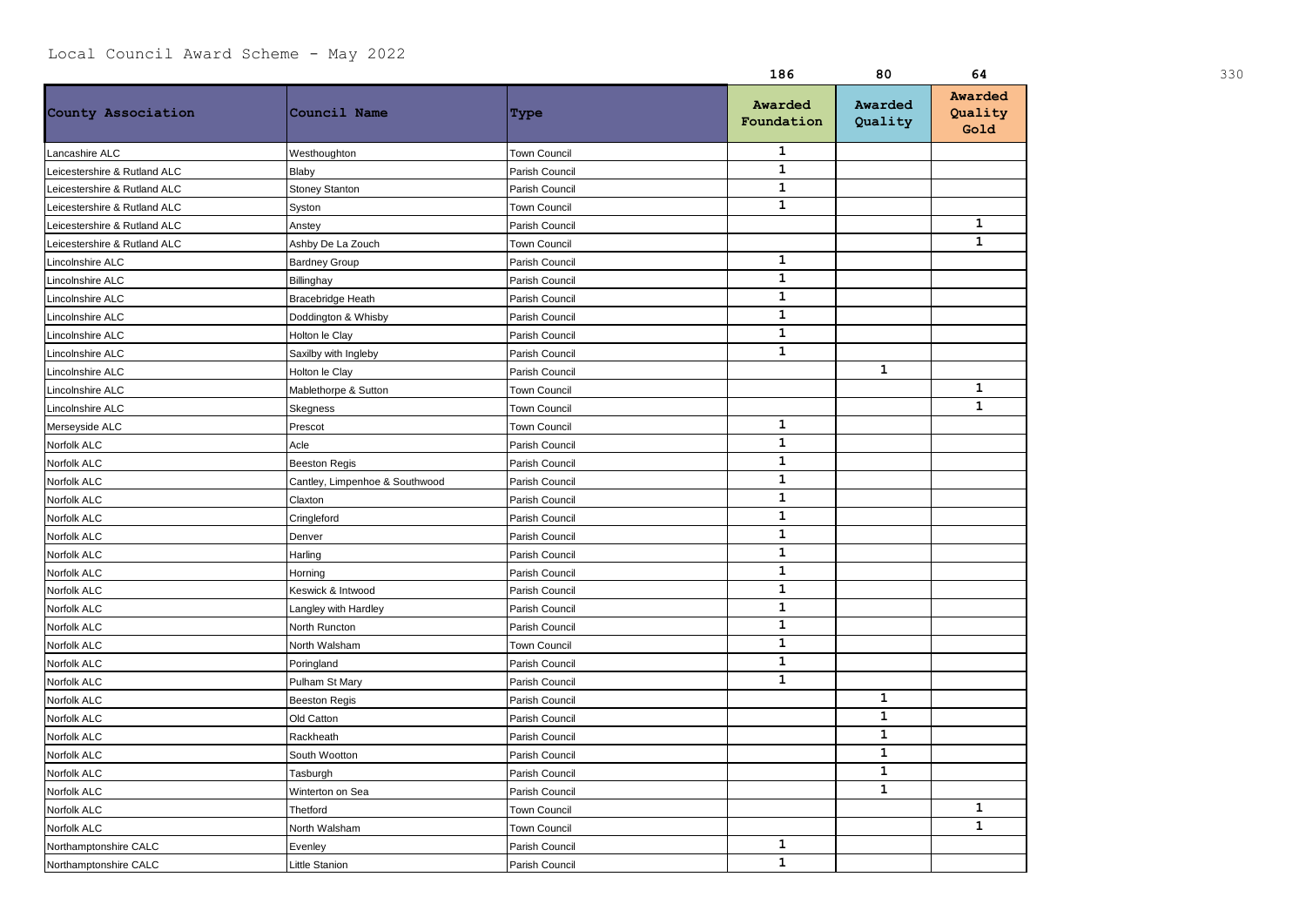Local Council Award Scheme - May 2022

| | | | 186 | 80 | 64 |
|---|---|---|---|---|---|
| **County Association** | **Council Name** | **Type** | **Awarded Foundation** | **Awarded Quality** | **Awarded Quality Gold** |
| Lancashire ALC | Westhoughton | Town Council | 1 | | |
| Leicestershire & Rutland ALC | Blaby | Parish Council | 1 | | |
| Leicestershire & Rutland ALC | Stoney Stanton | Parish Council | 1 | | |
| Leicestershire & Rutland ALC | Syston | Town Council | 1 | | |
| Leicestershire & Rutland ALC | Anstey | Parish Council | | | 1 |
| Leicestershire & Rutland ALC | Ashby De La Zouch | Town Council | | | 1 |
| Lincolnshire ALC | Bardney Group | Parish Council | 1 | | |
| Lincolnshire ALC | Billinghay | Parish Council | 1 | | |
| Lincolnshire ALC | Bracebridge Heath | Parish Council | 1 | | |
| Lincolnshire ALC | Doddington & Whisby | Parish Council | 1 | | |
| Lincolnshire ALC | Holton le Clay | Parish Council | 1 | | |
| Lincolnshire ALC | Saxilby with Ingleby | Parish Council | 1 | | |
| Lincolnshire ALC | Holton le Clay | Parish Council | | 1 | |
| Lincolnshire ALC | Mablethorpe & Sutton | Town Council | | | 1 |
| Lincolnshire ALC | Skegness | Town Council | | | 1 |
| Merseyside ALC | Prescot | Town Council | 1 | | |
| Norfolk ALC | Acle | Parish Council | 1 | | |
| Norfolk ALC | Beeston Regis | Parish Council | 1 | | |
| Norfolk ALC | Cantley, Limpenhoe & Southwood | Parish Council | 1 | | |
| Norfolk ALC | Claxton | Parish Council | 1 | | |
| Norfolk ALC | Cringleford | Parish Council | 1 | | |
| Norfolk ALC | Denver | Parish Council | 1 | | |
| Norfolk ALC | Harling | Parish Council | 1 | | |
| Norfolk ALC | Horning | Parish Council | 1 | | |
| Norfolk ALC | Keswick & Intwood | Parish Council | 1 | | |
| Norfolk ALC | Langley with Hardley | Parish Council | 1 | | |
| Norfolk ALC | North Runcton | Parish Council | 1 | | |
| Norfolk ALC | North Walsham | Town Council | 1 | | |
| Norfolk ALC | Poringland | Parish Council | 1 | | |
| Norfolk ALC | Pulham St Mary | Parish Council | 1 | | |
| Norfolk ALC | Beeston Regis | Parish Council | | 1 | |
| Norfolk ALC | Old Catton | Parish Council | | 1 | |
| Norfolk ALC | Rackheath | Parish Council | | 1 | |
| Norfolk ALC | South Wootton | Parish Council | | 1 | |
| Norfolk ALC | Tasburgh | Parish Council | | 1 | |
| Norfolk ALC | Winterton on Sea | Parish Council | | 1 | |
| Norfolk ALC | Thetford | Town Council | | | 1 |
| Norfolk ALC | North Walsham | Town Council | | | 1 |
| Northamptonshire CALC | Evenley | Parish Council | 1 | | |
| Northamptonshire CALC | Little Stanion | Parish Council | 1 | | |

330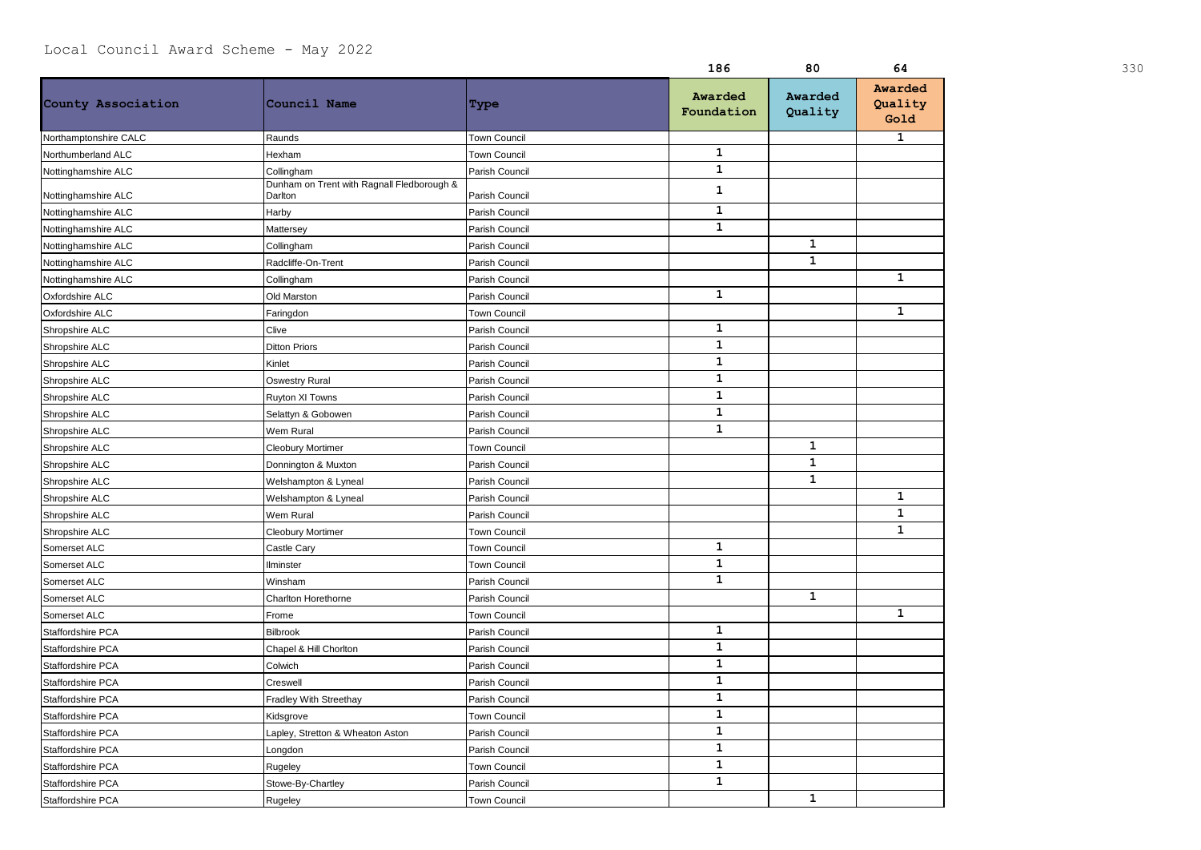Local Council Award Scheme - May 2022

| | | | 186 | 80 | 64 |
|---|---|---|---|---|---|
| **County Association** | **Council Name** | **Type** | **Awarded Foundation** | **Awarded Quality** | **Awarded Quality Gold** |
| Northamptonshire CALC | Raunds | Town Council | | | 1 |
| Northumberland ALC | Hexham | Town Council | 1 | | |
| Nottinghamshire ALC | Collingham | Parish Council | 1 | | |
| Nottinghamshire ALC | Dunham on Trent with Ragnall Fledborough & Darlton | Parish Council | 1 | | |
| Nottinghamshire ALC | Harby | Parish Council | 1 | | |
| Nottinghamshire ALC | Mattersey | Parish Council | 1 | | |
| Nottinghamshire ALC | Collingham | Parish Council | | 1 | |
| Nottinghamshire ALC | Radcliffe-On-Trent | Parish Council | | 1 | |
| Nottinghamshire ALC | Collingham | Parish Council | | | 1 |
| Oxfordshire ALC | Old Marston | Parish Council | 1 | | |
| Oxfordshire ALC | Faringdon | Town Council | | | 1 |
| Shropshire ALC | Clive | Parish Council | 1 | | |
| Shropshire ALC | Ditton Priors | Parish Council | 1 | | |
| Shropshire ALC | Kinlet | Parish Council | 1 | | |
| Shropshire ALC | Oswestry Rural | Parish Council | 1 | | |
| Shropshire ALC | Ruyton XI Towns | Parish Council | 1 | | |
| Shropshire ALC | Selattyn & Gobowen | Parish Council | 1 | | |
| Shropshire ALC | Wem Rural | Parish Council | 1 | | |
| Shropshire ALC | Cleobury Mortimer | Town Council | | 1 | |
| Shropshire ALC | Donnington & Muxton | Parish Council | | 1 | |
| Shropshire ALC | Welshampton & Lyneal | Parish Council | | 1 | |
| Shropshire ALC | Welshampton & Lyneal | Parish Council | | | 1 |
| Shropshire ALC | Wem Rural | Parish Council | | | 1 |
| Shropshire ALC | Cleobury Mortimer | Town Council | | | 1 |
| Somerset ALC | Castle Cary | Town Council | 1 | | |
| Somerset ALC | Ilminster | Town Council | 1 | | |
| Somerset ALC | Winsham | Parish Council | 1 | | |
| Somerset ALC | Charlton Horethorne | Parish Council | | 1 | |
| Somerset ALC | Frome | Town Council | | | 1 |
| Staffordshire PCA | Bilbrook | Parish Council | 1 | | |
| Staffordshire PCA | Chapel & Hill Chorlton | Parish Council | 1 | | |
| Staffordshire PCA | Colwich | Parish Council | 1 | | |
| Staffordshire PCA | Creswell | Parish Council | 1 | | |
| Staffordshire PCA | Fradley With Streethay | Parish Council | 1 | | |
| Staffordshire PCA | Kidsgrove | Town Council | 1 | | |
| Staffordshire PCA | Lapley, Stretton & Wheaton Aston | Parish Council | 1 | | |
| Staffordshire PCA | Longdon | Parish Council | 1 | | |
| Staffordshire PCA | Rugeley | Town Council | 1 | | |
| Staffordshire PCA | Stowe-By-Chartley | Parish Council | 1 | | |
| Staffordshire PCA | Rugeley | Town Council | | 1 | |

330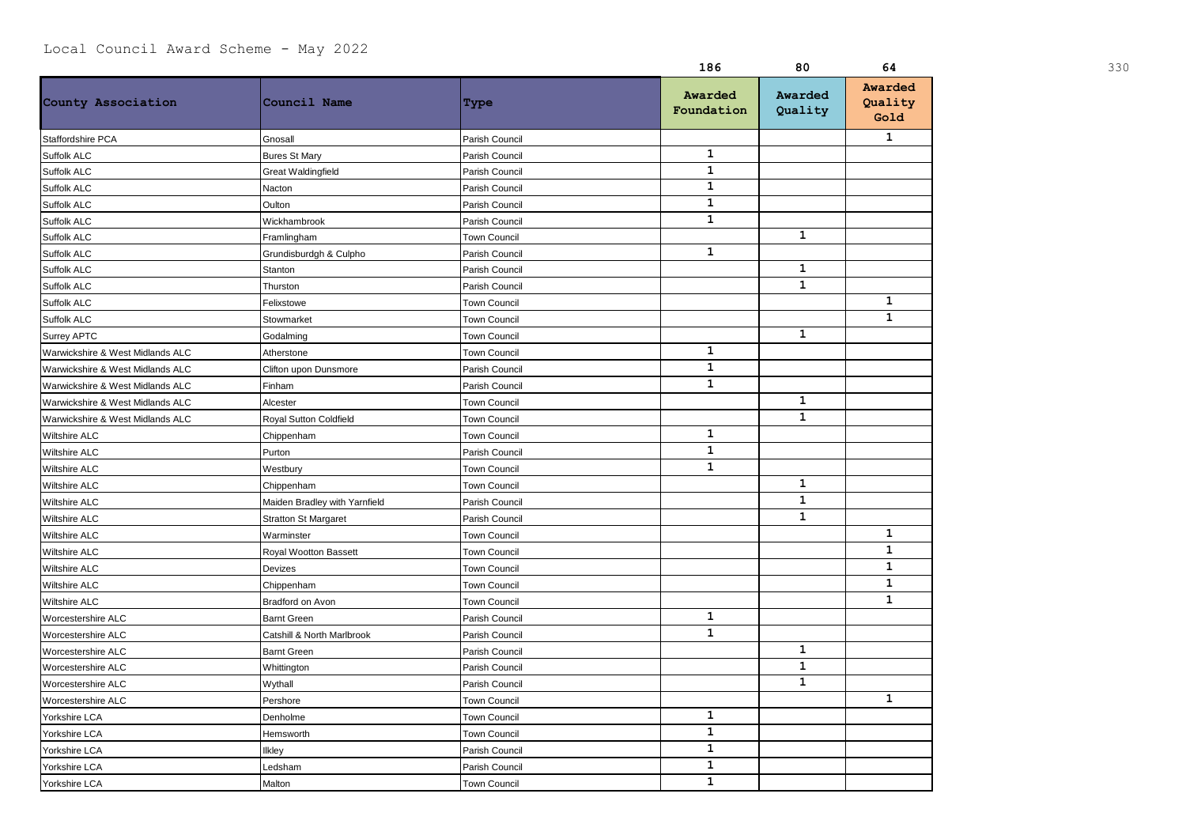Local Council Award Scheme - May 2022

| | | | 186 | 80 | 64 |
|---|---|---|---|---|---|
| **County Association** | **Council Name** | **Type** | **Awarded Foundation** | **Awarded Quality** | **Awarded Quality Gold** |
| Staffordshire PCA | Gnosall | Parish Council | | | 1 |
| Suffolk ALC | Bures St Mary | Parish Council | 1 | | |
| Suffolk ALC | Great Waldingfield | Parish Council | 1 | | |
| Suffolk ALC | Nacton | Parish Council | 1 | | |
| Suffolk ALC | Oulton | Parish Council | 1 | | |
| Suffolk ALC | Wickhambrook | Parish Council | 1 | | |
| Suffolk ALC | Framlingham | Town Council | | 1 | |
| Suffolk ALC | Grundisburdgh & Culpho | Parish Council | 1 | | |
| Suffolk ALC | Stanton | Parish Council | | 1 | |
| Suffolk ALC | Thurston | Parish Council | | 1 | |
| Suffolk ALC | Felixstowe | Town Council | | | 1 |
| Suffolk ALC | Stowmarket | Town Council | | | 1 |
| Surrey APTC | Godalming | Town Council | | 1 | |
| Warwickshire & West Midlands ALC | Atherstone | Town Council | 1 | | |
| Warwickshire & West Midlands ALC | Clifton upon Dunsmore | Parish Council | 1 | | |
| Warwickshire & West Midlands ALC | Finham | Parish Council | 1 | | |
| Warwickshire & West Midlands ALC | Alcester | Town Council | | 1 | |
| Warwickshire & West Midlands ALC | Royal Sutton Coldfield | Town Council | | 1 | |
| Wiltshire ALC | Chippenham | Town Council | 1 | | |
| Wiltshire ALC | Purton | Parish Council | 1 | | |
| Wiltshire ALC | Westbury | Town Council | 1 | | |
| Wiltshire ALC | Chippenham | Town Council | | 1 | |
| Wiltshire ALC | Maiden Bradley with Yarnfield | Parish Council | | 1 | |
| Wiltshire ALC | Stratton St Margaret | Parish Council | | 1 | |
| Wiltshire ALC | Warminster | Town Council | | | 1 |
| Wiltshire ALC | Royal Wootton Bassett | Town Council | | | 1 |
| Wiltshire ALC | Devizes | Town Council | | | 1 |
| Wiltshire ALC | Chippenham | Town Council | | | 1 |
| Wiltshire ALC | Bradford on Avon | Town Council | | | 1 |
| Worcestershire ALC | Barnt Green | Parish Council | 1 | | |
| Worcestershire ALC | Catshill & North Marlbrook | Parish Council | 1 | | |
| Worcestershire ALC | Barnt Green | Parish Council | | 1 | |
| Worcestershire ALC | Whittington | Parish Council | | 1 | |
| Worcestershire ALC | Wythall | Parish Council | | 1 | |
| Worcestershire ALC | Pershore | Town Council | | | 1 |
| Yorkshire LCA | Denholme | Town Council | 1 | | |
| Yorkshire LCA | Hemsworth | Town Council | 1 | | |
| Yorkshire LCA | Ilkley | Parish Council | 1 | | |
| Yorkshire LCA | Ledsham | Parish Council | 1 | | |
| Yorkshire LCA | Malton | Town Council | 1 | | |

330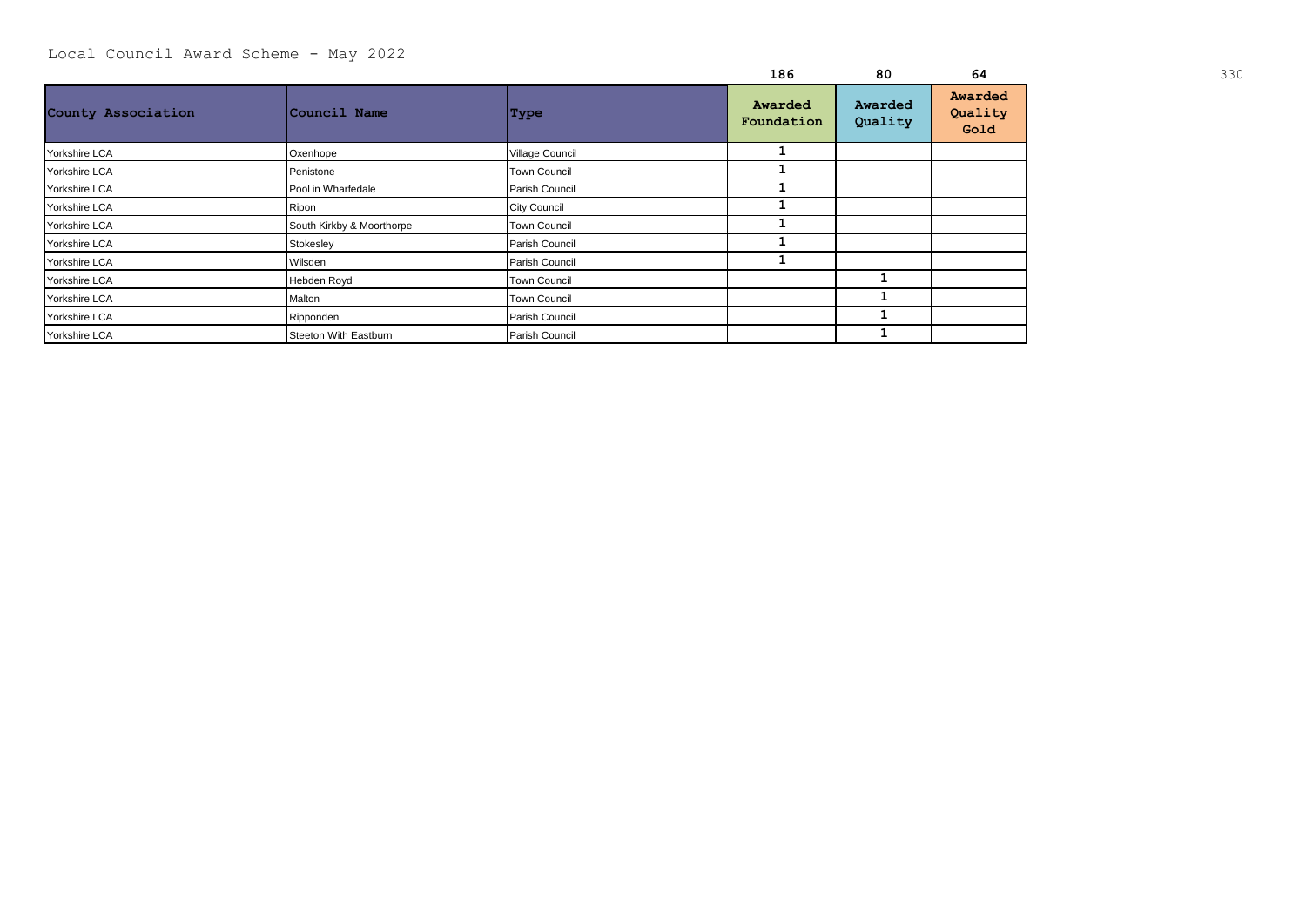Local Council Award Scheme - May 2022

| | | | 186 | 80 | 64 | 330 |
|---|---|---|---|---|---|---|
| **County Association** | **Council Name** | **Type** | **Awarded Foundation** | **Awarded Quality** | **Awarded Quality Gold** | |
| Yorkshire LCA | Oxenhope | Village Council | 1 | | | |
| Yorkshire LCA | Penistone | Town Council | 1 | | | |
| Yorkshire LCA | Pool in Wharfedale | Parish Council | 1 | | | |
| Yorkshire LCA | Ripon | City Council | 1 | | | |
| Yorkshire LCA | South Kirkby & Moorthorpe | Town Council | 1 | | | |
| Yorkshire LCA | Stokesley | Parish Council | 1 | | | |
| Yorkshire LCA | Wilsden | Parish Council | 1 | | | |
| Yorkshire LCA | Hebden Royd | Town Council | | 1 | | |
| Yorkshire LCA | Malton | Town Council | | 1 | | |
| Yorkshire LCA | Ripponden | Parish Council | | 1 | | |
| Yorkshire LCA | Steeton With Eastburn | Parish Council | | 1 | | |